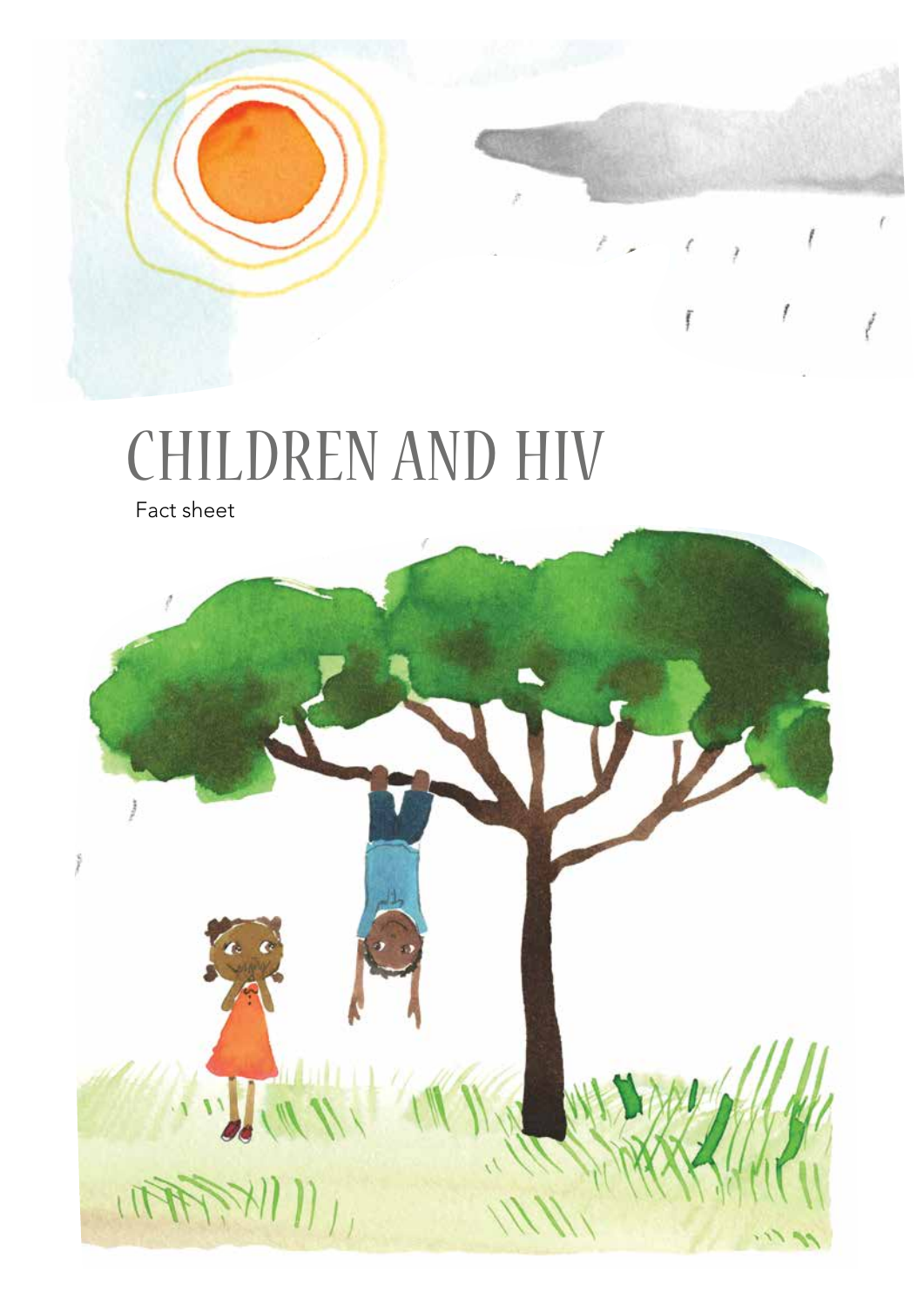# CHILDREN AND HIV

Fact sheet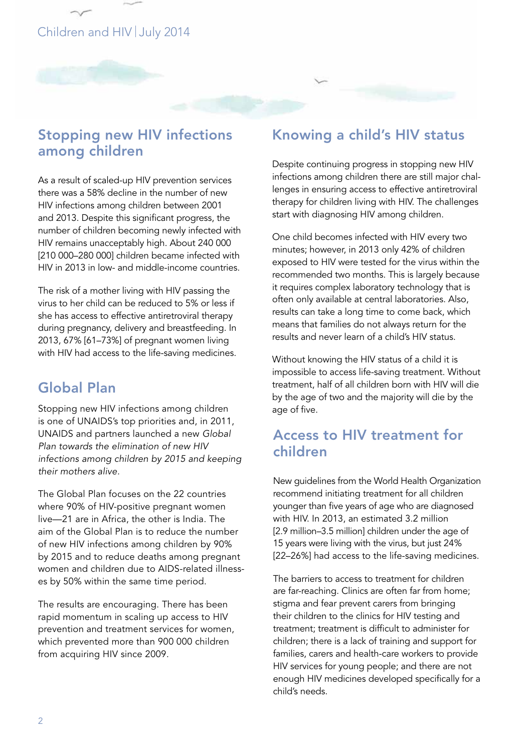## Stopping new HIV infections among children

As a result of scaled-up HIV prevention services there was a 58% decline in the number of new HIV infections among children between 2001 and 2013. Despite this significant progress, the number of children becoming newly infected with HIV remains unacceptably high. About 240 000 [210 000–280 000] children became infected with HIV in 2013 in low- and middle-income countries.

The risk of a mother living with HIV passing the virus to her child can be reduced to 5% or less if she has access to effective antiretroviral therapy during pregnancy, delivery and breastfeeding. In 2013, 67% [61–73%] of pregnant women living with HIV had access to the life-saving medicines.

## Global Plan

Stopping new HIV infections among children is one of UNAIDS's top priorities and, in 2011, UNAIDS and partners launched a new *Global Plan towards the elimination of new HIV infections among children by 2015 and keeping their mothers alive*.

The Global Plan focuses on the 22 countries where 90% of HIV-positive pregnant women live—21 are in Africa, the other is India. The aim of the Global Plan is to reduce the number of new HIV infections among children by 90% by 2015 and to reduce deaths among pregnant women and children due to AIDS-related illnesses by 50% within the same time period.

The results are encouraging. There has been rapid momentum in scaling up access to HIV prevention and treatment services for women, which prevented more than 900 000 children from acquiring HIV since 2009.

## Knowing a child's HIV status

Despite continuing progress in stopping new HIV infections among children there are still major challenges in ensuring access to effective antiretroviral therapy for children living with HIV. The challenges start with diagnosing HIV among children.

One child becomes infected with HIV every two minutes; however, in 2013 only 42% of children exposed to HIV were tested for the virus within the recommended two months. This is largely because it requires complex laboratory technology that is often only available at central laboratories. Also, results can take a long time to come back, which means that families do not always return for the results and never learn of a child's HIV status.

Without knowing the HIV status of a child it is impossible to access life-saving treatment. Without treatment, half of all children born with HIV will die by the age of two and the majority will die by the age of five.

## Access to HIV treatment for children

New guidelines from the World Health Organization recommend initiating treatment for all children younger than five years of age who are diagnosed with HIV. In 2013, an estimated 3.2 million [2.9 million–3.5 million] children under the age of 15 years were living with the virus, but just 24% [22–26%] had access to the life-saving medicines.

The barriers to access to treatment for children are far-reaching. Clinics are often far from home; stigma and fear prevent carers from bringing their children to the clinics for HIV testing and treatment; treatment is difficult to administer for children; there is a lack of training and support for families, carers and health-care workers to provide HIV services for young people; and there are not enough HIV medicines developed specifically for a child's needs.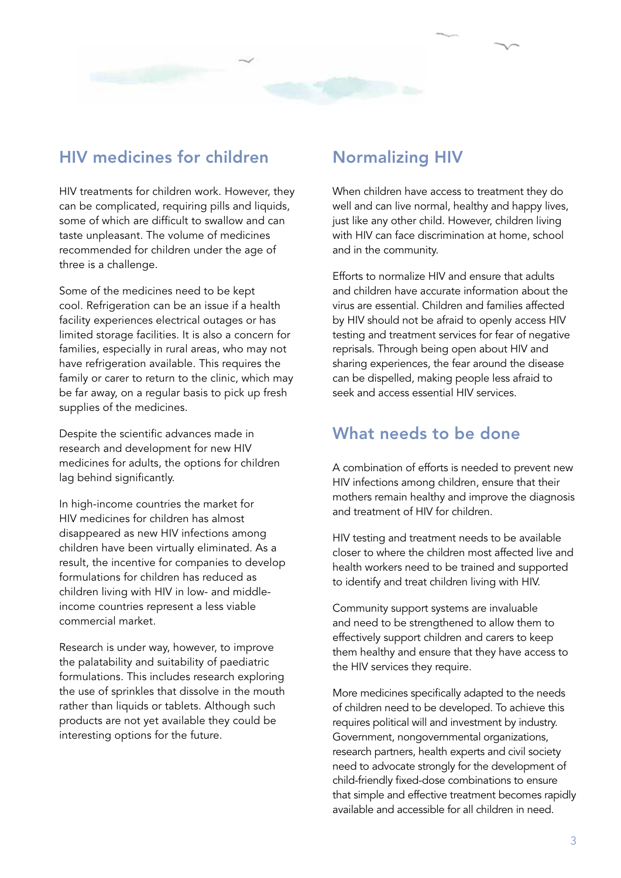## HIV medicines for children

HIV treatments for children work. However, they can be complicated, requiring pills and liquids, some of which are difficult to swallow and can taste unpleasant. The volume of medicines recommended for children under the age of three is a challenge.

Some of the medicines need to be kept cool. Refrigeration can be an issue if a health facility experiences electrical outages or has limited storage facilities. It is also a concern for families, especially in rural areas, who may not have refrigeration available. This requires the family or carer to return to the clinic, which may be far away, on a regular basis to pick up fresh supplies of the medicines.

Despite the scientific advances made in research and development for new HIV medicines for adults, the options for children lag behind significantly.

In high-income countries the market for HIV medicines for children has almost disappeared as new HIV infections among children have been virtually eliminated. As a result, the incentive for companies to develop formulations for children has reduced as children living with HIV in low- and middle-income countries represent a less viable commercial market.

Research is under way, however, to improve the palatability and suitability of paediatric formulations. This includes research exploring the use of sprinkles that dissolve in the mouth rather than liquids or tablets. Although such products are not yet available they could be interesting options for the future.

## Normalizing HIV

When children have access to treatment they do well and can live normal, healthy and happy lives, just like any other child. However, children living with HIV can face discrimination at home, school and in the community.

Efforts to normalize HIV and ensure that adults and children have accurate information about the virus are essential. Children and families affected by HIV should not be afraid to openly access HIV testing and treatment services for fear of negative reprisals. Through being open about HIV and sharing experiences, the fear around the disease can be dispelled, making people less afraid to seek and access essential HIV services.

## What needs to be done

A combination of efforts is needed to prevent new HIV infections among children, ensure that their mothers remain healthy and improve the diagnosis and treatment of HIV for children.

HIV testing and treatment needs to be available closer to where the children most affected live and health workers need to be trained and supported to identify and treat children living with HIV.

Community support systems are invaluable and need to be strengthened to allow them to effectively support children and carers to keep them healthy and ensure that they have access to the HIV services they require.

More medicines specifically adapted to the needs of children need to be developed. To achieve this requires political will and investment by industry. Government, nongovernmental organizations, research partners, health experts and civil society need to advocate strongly for the development of child-friendly fixed-dose combinations to ensure that simple and effective treatment becomes rapidly available and accessible for all children in need.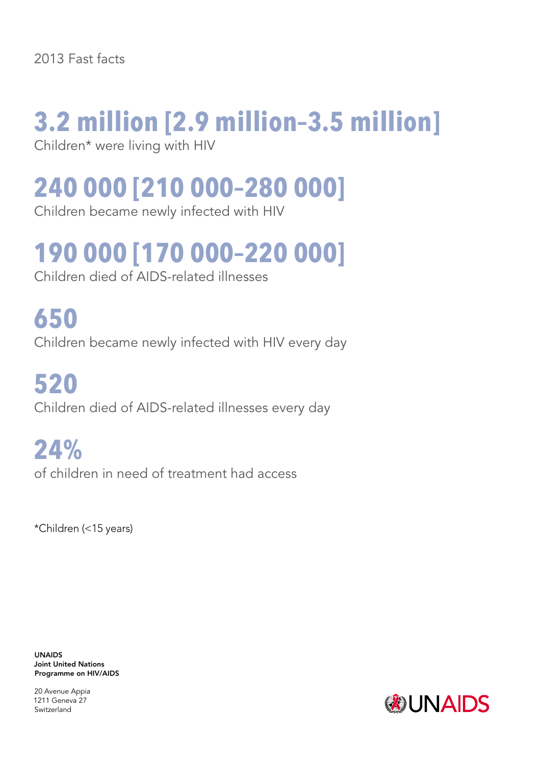2013 Fast facts

## 3.2 million [2.9 million–3.5 million]
Children* were living with HIV

## 240 000 [210 000–280 000]
Children became newly infected with HIV

## 190 000 [170 000–220 000]
Children died of AIDS-related illnesses

## 650
Children became newly infected with HIV every day

## 520
Children died of AIDS-related illnesses every day

## 24%
of children in need of treatment had access

*Children (<15 years)

**UNAIDS**
**Joint United Nations Programme on HIV/AIDS**

20 Avenue Appia
1211 Geneva 27
Switzerland

UNAIDS